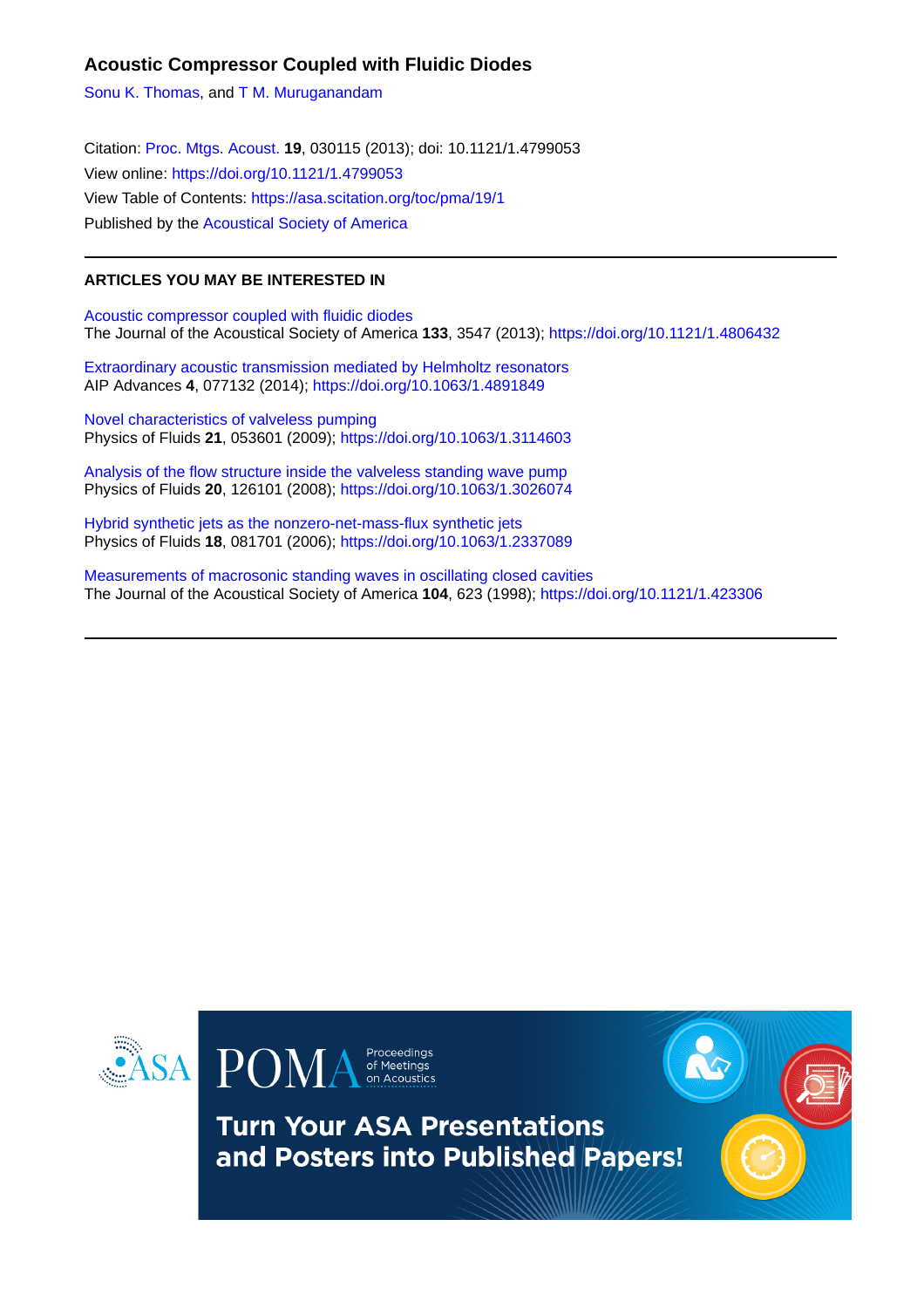# Acoustic Compressor Coupled with Fluidic Diodes

Sonu K. Thomas, and T M. Muruganandam

Citation: Proc. Mtgs. Acoust. **19**, 030115 (2013); doi: 10.1121/1.4799053
View online: https://doi.org/10.1121/1.4799053
View Table of Contents: https://asa.scitation.org/toc/pma/19/1
Published by the Acoustical Society of America

## ARTICLES YOU MAY BE INTERESTED IN

Acoustic compressor coupled with fluidic diodes
The Journal of the Acoustical Society of America **133**, 3547 (2013); https://doi.org/10.1121/1.4806432

Extraordinary acoustic transmission mediated by Helmholtz resonators
AIP Advances **4**, 077132 (2014); https://doi.org/10.1063/1.4891849

Novel characteristics of valveless pumping
Physics of Fluids **21**, 053601 (2009); https://doi.org/10.1063/1.3114603

Analysis of the flow structure inside the valveless standing wave pump
Physics of Fluids **20**, 126101 (2008); https://doi.org/10.1063/1.3026074

Hybrid synthetic jets as the nonzero-net-mass-flux synthetic jets
Physics of Fluids **18**, 081701 (2006); https://doi.org/10.1063/1.2337089

Measurements of macrosonic standing waves in oscillating closed cavities
The Journal of the Acoustical Society of America **104**, 623 (1998); https://doi.org/10.1121/1.423306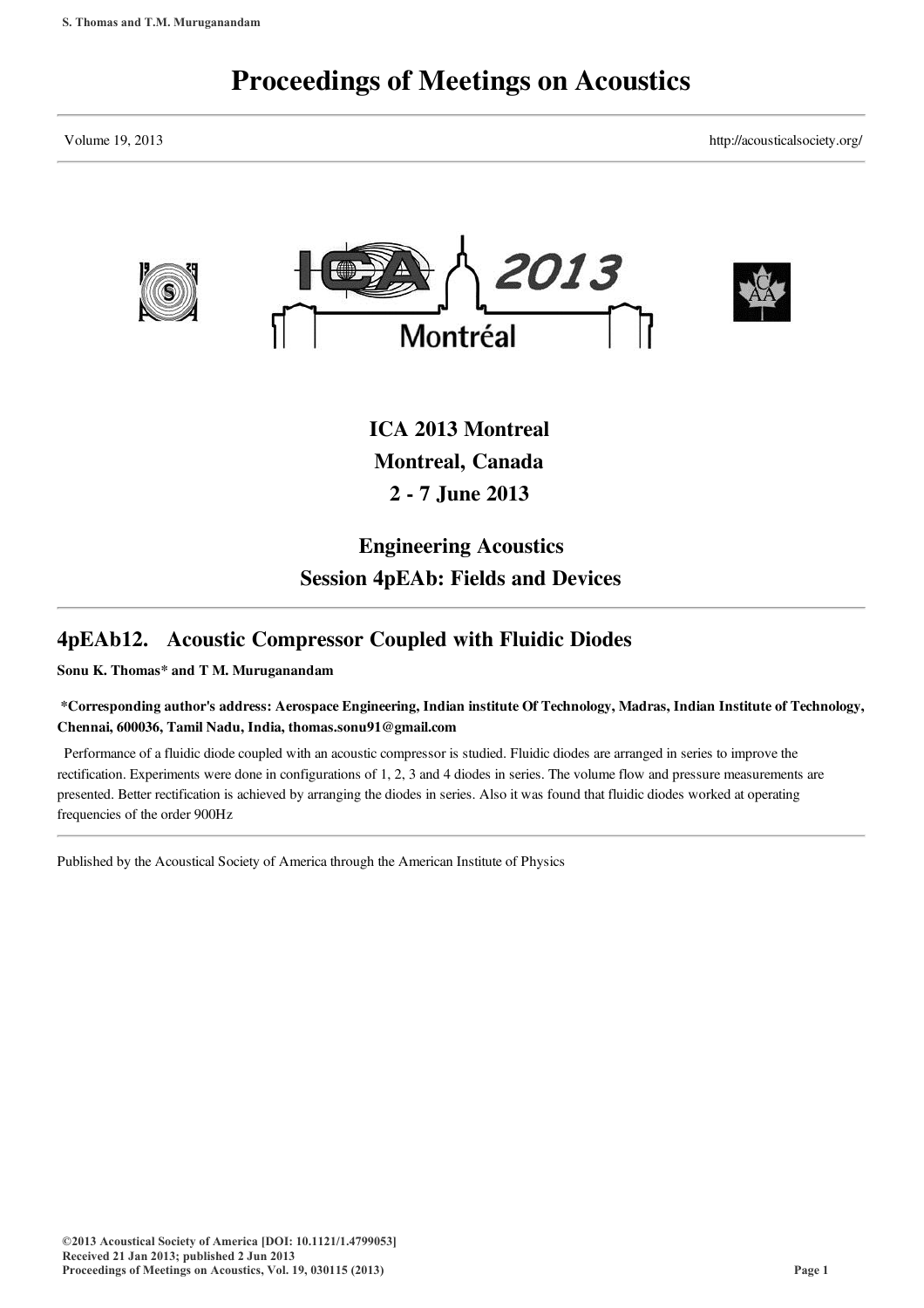# Proceedings of Meetings on Acoustics

Volume 19, 2013 http://acousticalsociety.org/

**ICA 2013 Montreal**
**Montreal, Canada**
**2 - 7 June 2013**

**Engineering Acoustics**
**Session 4pEAb: Fields and Devices**

## 4pEAb12. Acoustic Compressor Coupled with Fluidic Diodes

**Sonu K. Thomas* and T M. Muruganandam**

**\*Corresponding author's address: Aerospace Engineering, Indian institute Of Technology, Madras, Indian Institute of Technology, Chennai, 600036, Tamil Nadu, India, thomas.sonu91@gmail.com**

Performance of a fluidic diode coupled with an acoustic compressor is studied. Fluidic diodes are arranged in series to improve the rectification. Experiments were done in configurations of 1, 2, 3 and 4 diodes in series. The volume flow and pressure measurements are presented. Better rectification is achieved by arranging the diodes in series. Also it was found that fluidic diodes worked at operating frequencies of the order 900Hz

Published by the Acoustical Society of America through the American Institute of Physics

©2013 Acoustical Society of America [DOI: 10.1121/1.4799053]
Received 21 Jan 2013; published 2 Jun 2013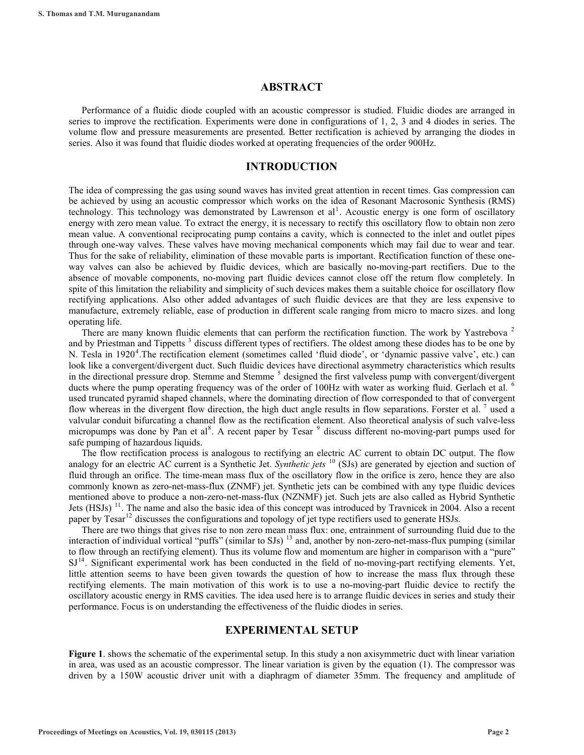## ABSTRACT

Performance of a fluidic diode coupled with an acoustic compressor is studied. Fluidic diodes are arranged in series to improve the rectification. Experiments were done in configurations of 1, 2, 3 and 4 diodes in series. The volume flow and pressure measurements are presented. Better rectification is achieved by arranging the diodes in series. Also it was found that fluidic diodes worked at operating frequencies of the order 900Hz.

## INTRODUCTION

The idea of compressing the gas using sound waves has invited great attention in recent times. Gas compression can be achieved by using an acoustic compressor which works on the idea of Resonant Macrosonic Synthesis (RMS) technology. This technology was demonstrated by Lawrenson et al[1]. Acoustic energy is one form of oscillatory energy with zero mean value. To extract the energy, it is necessary to rectify this oscillatory flow to obtain non zero mean value. A conventional reciprocating pump contains a cavity, which is connected to the inlet and outlet pipes through one-way valves. These valves have moving mechanical components which may fail due to wear and tear. Thus for the sake of reliability, elimination of these movable parts is important. Rectification function of these one-way valves can also be achieved by fluidic devices, which are basically no-moving-part rectifiers. Due to the absence of movable components, no-moving part fluidic devices cannot close off the return flow completely. In spite of this limitation the reliability and simplicity of such devices makes them a suitable choice for oscillatory flow rectifying applications. Also other added advantages of such fluidic devices are that they are less expensive to manufacture, extremely reliable, ease of production in different scale ranging from micro to macro sizes. and long operating life.

There are many known fluidic elements that can perform the rectification function. The work by Yastrebova [2] and by Priestman and Tippetts [3] discuss different types of rectifiers. The oldest among these diodes has to be one by N. Tesla in 1920[4].The rectification element (sometimes called 'fluid diode', or 'dynamic passive valve', etc.) can look like a convergent/divergent duct. Such fluidic devices have directional asymmetry characteristics which results in the directional pressure drop. Stemme and Stemme [5] designed the first valveless pump with convergent/divergent ducts where the pump operating frequency was of the order of 100Hz with water as working fluid. Gerlach et al. [6] used truncated pyramid shaped channels, where the dominating direction of flow corresponded to that of convergent flow whereas in the divergent flow direction, the high duct angle results in flow separations. Forster et al. [7] used a valvular conduit bifurcating a channel flow as the rectification element. Also theoretical analysis of such valve-less micropumps was done by Pan et al[8]. A recent paper by Tesar [9] discuss different no-moving-part pumps used for safe pumping of hazardous liquids.

The flow rectification process is analogous to rectifying an electric AC current to obtain DC output. The flow analogy for an electric AC current is a Synthetic Jet. *Synthetic jets* [10] (SJs) are generated by ejection and suction of fluid through an orifice. The time-mean mass flux of the oscillatory flow in the orifice is zero, hence they are also commonly known as zero-net-mass-flux (ZNMF) jet. Synthetic jets can be combined with any type fluidic devices mentioned above to produce a non-zero-net-mass-flux (NZNMF) jet. Such jets are also called as Hybrid Synthetic Jets (HSJs) [11]. The name and also the basic idea of this concept was introduced by Travnicek in 2004. Also a recent paper by Tesar[12] discusses the configurations and topology of jet type rectifiers used to generate HSJs.

There are two things that gives rise to non zero mean mass flux: one, entrainment of surrounding fluid due to the interaction of individual vortical "puffs" (similar to SJs) [13] and, another by non-zero-net-mass-flux pumping (similar to flow through an rectifying element). Thus its volume flow and momentum are higher in comparison with a "pure" SJ[14]. Significant experimental work has been conducted in the field of no-moving-part rectifying elements. Yet, little attention seems to have been given towards the question of how to increase the mass flux through these rectifying elements. The main motivation of this work is to use a no-moving-part fluidic device to rectify the oscillatory acoustic energy in RMS cavities. The idea used here is to arrange fluidic devices in series and study their performance. Focus is on understanding the effectiveness of the fluidic diodes in series.

## EXPERIMENTAL SETUP

**Figure 1**. shows the schematic of the experimental setup. In this study a non axisymmetric duct with linear variation in area, was used as an acoustic compressor. The linear variation is given by the equation (1). The compressor was driven by a 150W acoustic driver unit with a diaphragm of diameter 35mm. The frequency and amplitude of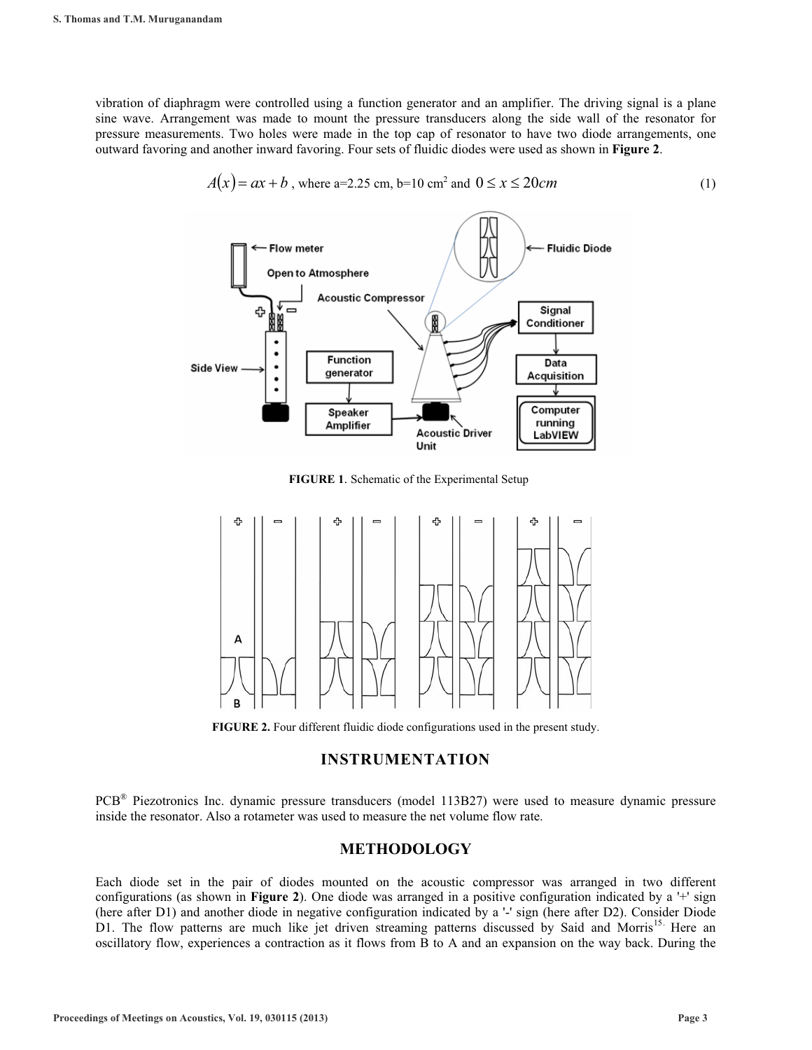vibration of diaphragm were controlled using a function generator and an amplifier. The driving signal is a plane sine wave. Arrangement was made to mount the pressure transducers along the side wall of the resonator for pressure measurements. Two holes were made in the top cap of resonator to have two diode arrangements, one outward favoring and another inward favoring. Four sets of fluidic diodes were used as shown in **Figure 2**.

$$A(x) = ax + b \text{ , where a=2.25 cm, b=10 cm}^2 \text{ and } 0 \le x \le 20cm \tag{1}$$

**FIGURE 1**. Schematic of the Experimental Setup

**FIGURE 2.** Four different fluidic diode configurations used in the present study.

## INSTRUMENTATION

PCB® Piezotronics Inc. dynamic pressure transducers (model 113B27) were used to measure dynamic pressure inside the resonator. Also a rotameter was used to measure the net volume flow rate.

## METHODOLOGY

Each diode set in the pair of diodes mounted on the acoustic compressor was arranged in two different configurations (as shown in **Figure 2**). One diode was arranged in a positive configuration indicated by a '+' sign (here after D1) and another diode in negative configuration indicated by a '-' sign (here after D2). Consider Diode D1. The flow patterns are much like jet driven streaming patterns discussed by Said and Morris[15]. Here an oscillatory flow, experiences a contraction as it flows from B to A and an expansion on the way back. During the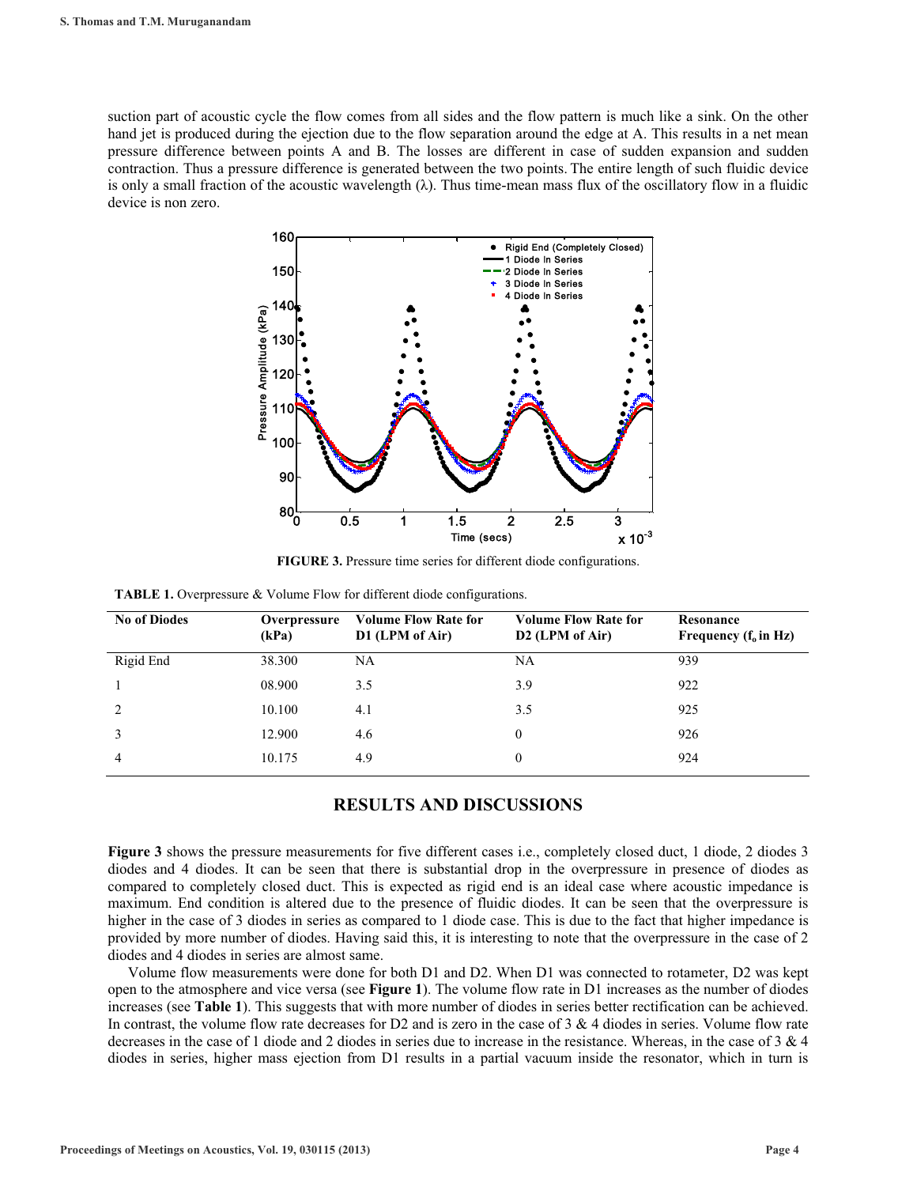suction part of acoustic cycle the flow comes from all sides and the flow pattern is much like a sink. On the other hand jet is produced during the ejection due to the flow separation around the edge at A. This results in a net mean pressure difference between points A and B. The losses are different in case of sudden expansion and sudden contraction. Thus a pressure difference is generated between the two points. The entire length of such fluidic device is only a small fraction of the acoustic wavelength (λ). Thus time-mean mass flux of the oscillatory flow in a fluidic device is non zero.

**FIGURE 3.** Pressure time series for different diode configurations.

**TABLE 1.** Overpressure & Volume Flow for different diode configurations.

| No of Diodes | Overpressure (kPa) | Volume Flow Rate for D1 (LPM of Air) | Volume Flow Rate for D2 (LPM of Air) | Resonance Frequency ($f_o$ in Hz) |
|---|---|---|---|---|
| Rigid End | 38.300 | NA | NA | 939 |
| 1 | 08.900 | 3.5 | 3.9 | 922 |
| 2 | 10.100 | 4.1 | 3.5 | 925 |
| 3 | 12.900 | 4.6 | 0 | 926 |
| 4 | 10.175 | 4.9 | 0 | 924 |

## RESULTS AND DISCUSSIONS

**Figure 3** shows the pressure measurements for five different cases i.e., completely closed duct, 1 diode, 2 diodes 3 diodes and 4 diodes. It can be seen that there is substantial drop in the overpressure in presence of diodes as compared to completely closed duct. This is expected as rigid end is an ideal case where acoustic impedance is maximum. End condition is altered due to the presence of fluidic diodes. It can be seen that the overpressure is higher in the case of 3 diodes in series as compared to 1 diode case. This is due to the fact that higher impedance is provided by more number of diodes. Having said this, it is interesting to note that the overpressure in the case of 2 diodes and 4 diodes in series are almost same.

Volume flow measurements were done for both D1 and D2. When D1 was connected to rotameter, D2 was kept open to the atmosphere and vice versa (see **Figure 1**). The volume flow rate in D1 increases as the number of diodes increases (see **Table 1**). This suggests that with more number of diodes in series better rectification can be achieved. In contrast, the volume flow rate decreases for D2 and is zero in the case of 3 & 4 diodes in series. Volume flow rate decreases in the case of 1 diode and 2 diodes in series due to increase in the resistance. Whereas, in the case of 3 & 4 diodes in series, higher mass ejection from D1 results in a partial vacuum inside the resonator, which in turn is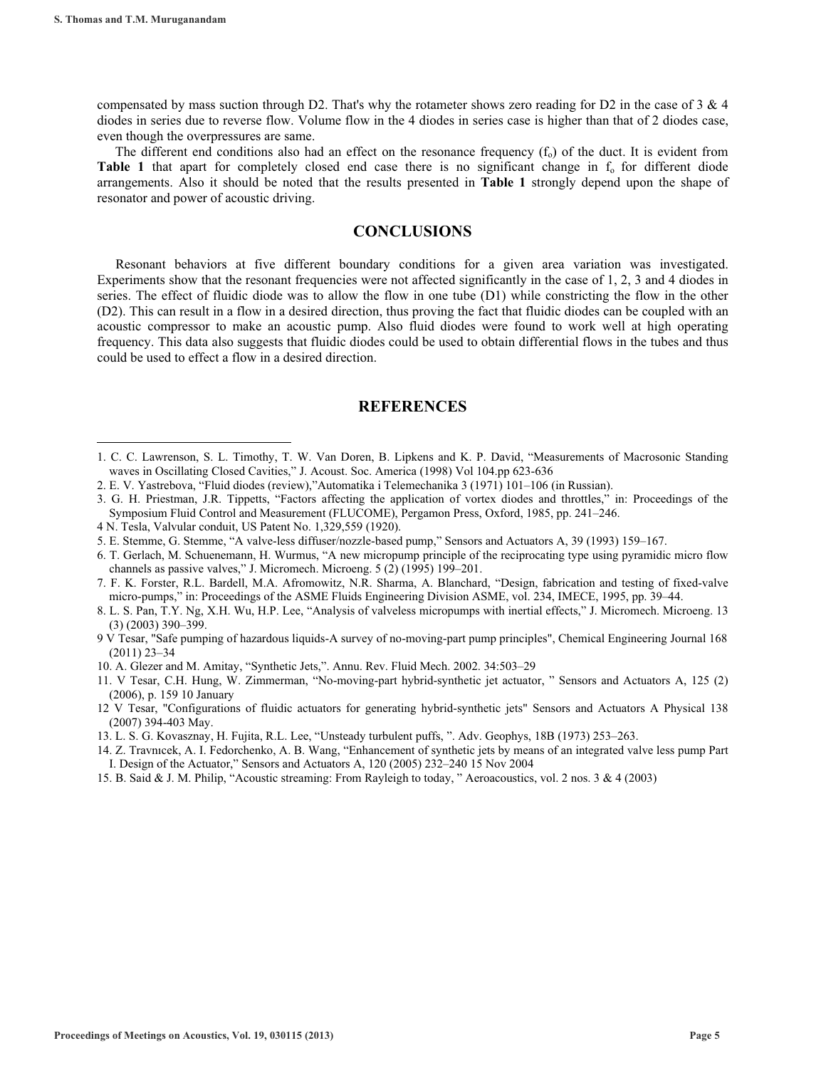compensated by mass suction through D2. That's why the rotameter shows zero reading for D2 in the case of 3 & 4 diodes in series due to reverse flow. Volume flow in the 4 diodes in series case is higher than that of 2 diodes case, even though the overpressures are same.

The different end conditions also had an effect on the resonance frequency ($f_o$) of the duct. It is evident from **Table 1** that apart for completely closed end case there is no significant change in $f_o$ for different diode arrangements. Also it should be noted that the results presented in **Table 1** strongly depend upon the shape of resonator and power of acoustic driving.

## CONCLUSIONS

Resonant behaviors at five different boundary conditions for a given area variation was investigated. Experiments show that the resonant frequencies were not affected significantly in the case of 1, 2, 3 and 4 diodes in series. The effect of fluidic diode was to allow the flow in one tube (D1) while constricting the flow in the other (D2). This can result in a flow in a desired direction, thus proving the fact that fluidic diodes can be coupled with an acoustic compressor to make an acoustic pump. Also fluid diodes were found to work well at high operating frequency. This data also suggests that fluidic diodes could be used to obtain differential flows in the tubes and thus could be used to effect a flow in a desired direction.

## REFERENCES

1. C. C. Lawrenson, S. L. Timothy, T. W. Van Doren, B. Lipkens and K. P. David, "Measurements of Macrosonic Standing waves in Oscillating Closed Cavities," J. Acoust. Soc. America (1998) Vol 104.pp 623-636
2. E. V. Yastrebova, "Fluid diodes (review),"Automatika i Telemechanika 3 (1971) 101–106 (in Russian).
3. G. H. Priestman, J.R. Tippetts, "Factors affecting the application of vortex diodes and throttles," in: Proceedings of the Symposium Fluid Control and Measurement (FLUCOME), Pergamon Press, Oxford, 1985, pp. 241–246.
4 N. Tesla, Valvular conduit, US Patent No. 1,329,559 (1920).
5. E. Stemme, G. Stemme, "A valve-less diffuser/nozzle-based pump," Sensors and Actuators A, 39 (1993) 159–167.
6. T. Gerlach, M. Schuenemann, H. Wurmus, "A new micropump principle of the reciprocating type using pyramidic micro flow channels as passive valves," J. Micromech. Microeng. 5 (2) (1995) 199–201.
7. F. K. Forster, R.L. Bardell, M.A. Afromowitz, N.R. Sharma, A. Blanchard, "Design, fabrication and testing of fixed-valve micro-pumps," in: Proceedings of the ASME Fluids Engineering Division ASME, vol. 234, IMECE, 1995, pp. 39–44.
8. L. S. Pan, T.Y. Ng, X.H. Wu, H.P. Lee, "Analysis of valveless micropumps with inertial effects," J. Micromech. Microeng. 13 (3) (2003) 390–399.
9 V Tesar, "Safe pumping of hazardous liquids-A survey of no-moving-part pump principles", Chemical Engineering Journal 168 (2011) 23–34
10. A. Glezer and M. Amitay, "Synthetic Jets,". Annu. Rev. Fluid Mech. 2002. 34:503–29
11. V Tesar, C.H. Hung, W. Zimmerman, "No-moving-part hybrid-synthetic jet actuator, " Sensors and Actuators A, 125 (2) (2006), p. 159 10 January
12 V Tesar, "Configurations of fluidic actuators for generating hybrid-synthetic jets" Sensors and Actuators A Physical 138 (2007) 394-403 May.
13. L. S. G. Kovasznay, H. Fujita, R.L. Lee, "Unsteady turbulent puffs, ". Adv. Geophys, 18B (1973) 253–263.
14. Z. Travnıcek, A. I. Fedorchenko, A. B. Wang, "Enhancement of synthetic jets by means of an integrated valve less pump Part I. Design of the Actuator," Sensors and Actuators A, 120 (2005) 232–240 15 Nov 2004
15. B. Said & J. M. Philip, "Acoustic streaming: From Rayleigh to today, " Aeroacoustics, vol. 2 nos. 3 & 4 (2003)